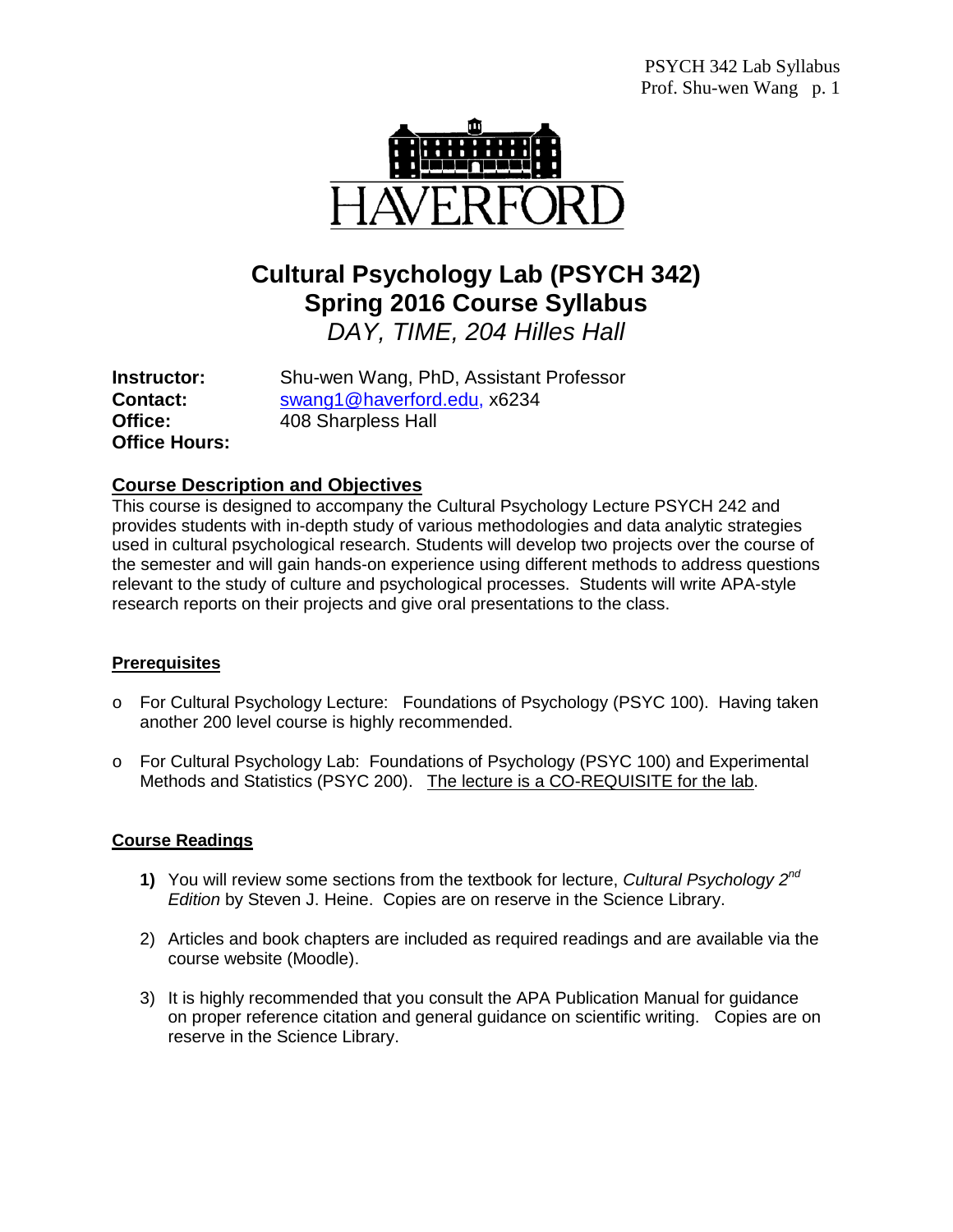# Cultural Psychology Lab (PSYCH 342)
# Spring 2016 Course Syllabus

*DAY, TIME, 204 Hilles Hall*

**Instructor:** Shu-wen Wang, PhD, Assistant Professor
**Contact:** swang1@haverford.edu, x6234
**Office:** 408 Sharpless Hall
**Office Hours:**

## Course Description and Objectives

This course is designed to accompany the Cultural Psychology Lecture PSYCH 242 and provides students with in-depth study of various methodologies and data analytic strategies used in cultural psychological research. Students will develop two projects over the course of the semester and will gain hands-on experience using different methods to address questions relevant to the study of culture and psychological processes. Students will write APA-style research reports on their projects and give oral presentations to the class.

## Prerequisites

- For Cultural Psychology Lecture: Foundations of Psychology (PSYC 100). Having taken another 200 level course is highly recommended.
- For Cultural Psychology Lab: Foundations of Psychology (PSYC 100) and Experimental Methods and Statistics (PSYC 200). The lecture is a CO-REQUISITE for the lab.

## Course Readings

1) You will review some sections from the textbook for lecture, *Cultural Psychology 2nd Edition* by Steven J. Heine. Copies are on reserve in the Science Library.

2) Articles and book chapters are included as required readings and are available via the course website (Moodle).

3) It is highly recommended that you consult the APA Publication Manual for guidance on proper reference citation and general guidance on scientific writing. Copies are on reserve in the Science Library.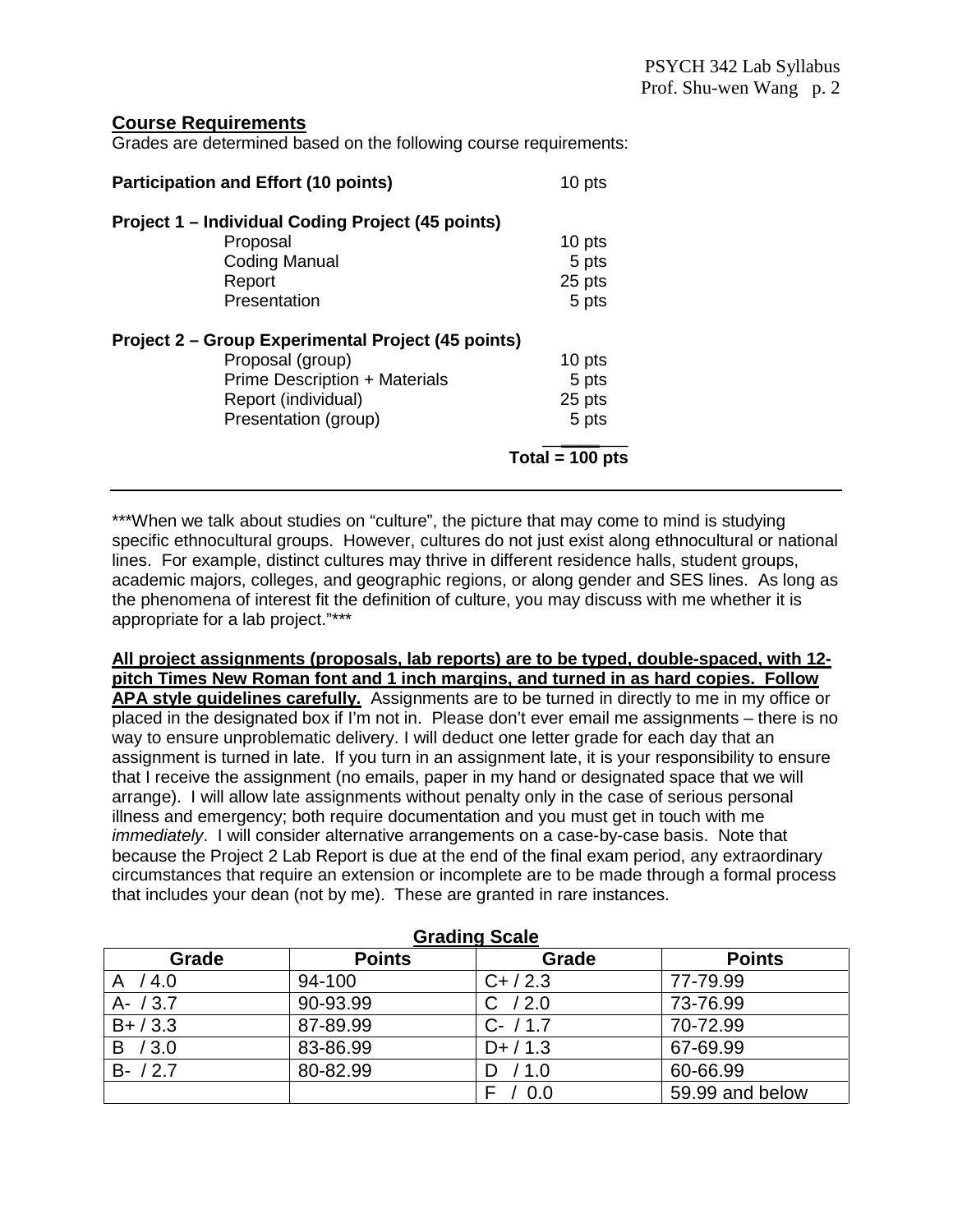## Course Requirements

Grades are determined based on the following course requirements:

| | |
|---|---|
| **Participation and Effort (10 points)** | 10 pts |
| **Project 1 – Individual Coding Project (45 points)** | |
| Proposal | 10 pts |
| Coding Manual | 5 pts |
| Report | 25 pts |
| Presentation | 5 pts |
| **Project 2 – Group Experimental Project (45 points)** | |
| Proposal (group) | 10 pts |
| Prime Description + Materials | 5 pts |
| Report (individual) | 25 pts |
| Presentation (group) | 5 pts |
| | **Total = 100 pts** |

***When we talk about studies on "culture", the picture that may come to mind is studying specific ethnocultural groups. However, cultures do not just exist along ethnocultural or national lines. For example, distinct cultures may thrive in different residence halls, student groups, academic majors, colleges, and geographic regions, or along gender and SES lines. As long as the phenomena of interest fit the definition of culture, you may discuss with me whether it is appropriate for a lab project."***

**All project assignments (proposals, lab reports) are to be typed, double-spaced, with 12-pitch Times New Roman font and 1 inch margins, and turned in as hard copies. Follow APA style guidelines carefully.** Assignments are to be turned in directly to me in my office or placed in the designated box if I'm not in. Please don't ever email me assignments – there is no way to ensure unproblematic delivery. I will deduct one letter grade for each day that an assignment is turned in late. If you turn in an assignment late, it is your responsibility to ensure that I receive the assignment (no emails, paper in my hand or designated space that we will arrange). I will allow late assignments without penalty only in the case of serious personal illness and emergency; both require documentation and you must get in touch with me *immediately*. I will consider alternative arrangements on a case-by-case basis. Note that because the Project 2 Lab Report is due at the end of the final exam period, any extraordinary circumstances that require an extension or incomplete are to be made through a formal process that includes your dean (not by me). These are granted in rare instances.

**Grading Scale**

| Grade | Points | Grade | Points |
|---|---|---|---|
| A / 4.0 | 94-100 | C+ / 2.3 | 77-79.99 |
| A- / 3.7 | 90-93.99 | C / 2.0 | 73-76.99 |
| B+ / 3.3 | 87-89.99 | C- / 1.7 | 70-72.99 |
| B / 3.0 | 83-86.99 | D+ / 1.3 | 67-69.99 |
| B- / 2.7 | 80-82.99 | D / 1.0 | 60-66.99 |
| | | F / 0.0 | 59.99 and below |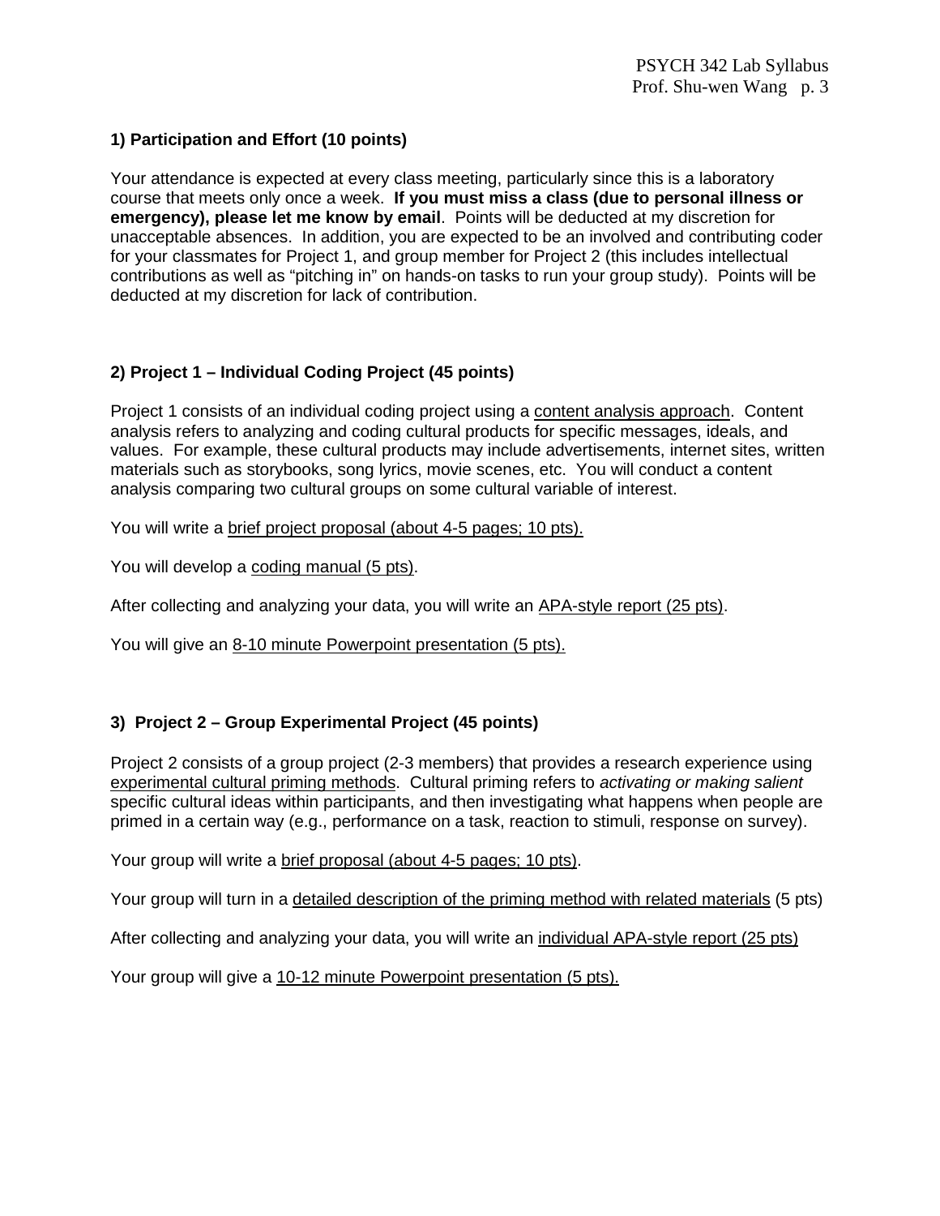### 1) Participation and Effort (10 points)

Your attendance is expected at every class meeting, particularly since this is a laboratory course that meets only once a week. **If you must miss a class (due to personal illness or emergency), please let me know by email**. Points will be deducted at my discretion for unacceptable absences. In addition, you are expected to be an involved and contributing coder for your classmates for Project 1, and group member for Project 2 (this includes intellectual contributions as well as "pitching in" on hands-on tasks to run your group study). Points will be deducted at my discretion for lack of contribution.

### 2) Project 1 – Individual Coding Project (45 points)

Project 1 consists of an individual coding project using a content analysis approach. Content analysis refers to analyzing and coding cultural products for specific messages, ideals, and values. For example, these cultural products may include advertisements, internet sites, written materials such as storybooks, song lyrics, movie scenes, etc. You will conduct a content analysis comparing two cultural groups on some cultural variable of interest.

You will write a brief project proposal (about 4-5 pages; 10 pts).

You will develop a coding manual (5 pts).

After collecting and analyzing your data, you will write an APA-style report (25 pts).

You will give an 8-10 minute Powerpoint presentation (5 pts).

### 3) Project 2 – Group Experimental Project (45 points)

Project 2 consists of a group project (2-3 members) that provides a research experience using experimental cultural priming methods. Cultural priming refers to *activating or making salient* specific cultural ideas within participants, and then investigating what happens when people are primed in a certain way (e.g., performance on a task, reaction to stimuli, response on survey).

Your group will write a brief proposal (about 4-5 pages; 10 pts).

Your group will turn in a detailed description of the priming method with related materials (5 pts)

After collecting and analyzing your data, you will write an individual APA-style report (25 pts)

Your group will give a 10-12 minute Powerpoint presentation (5 pts).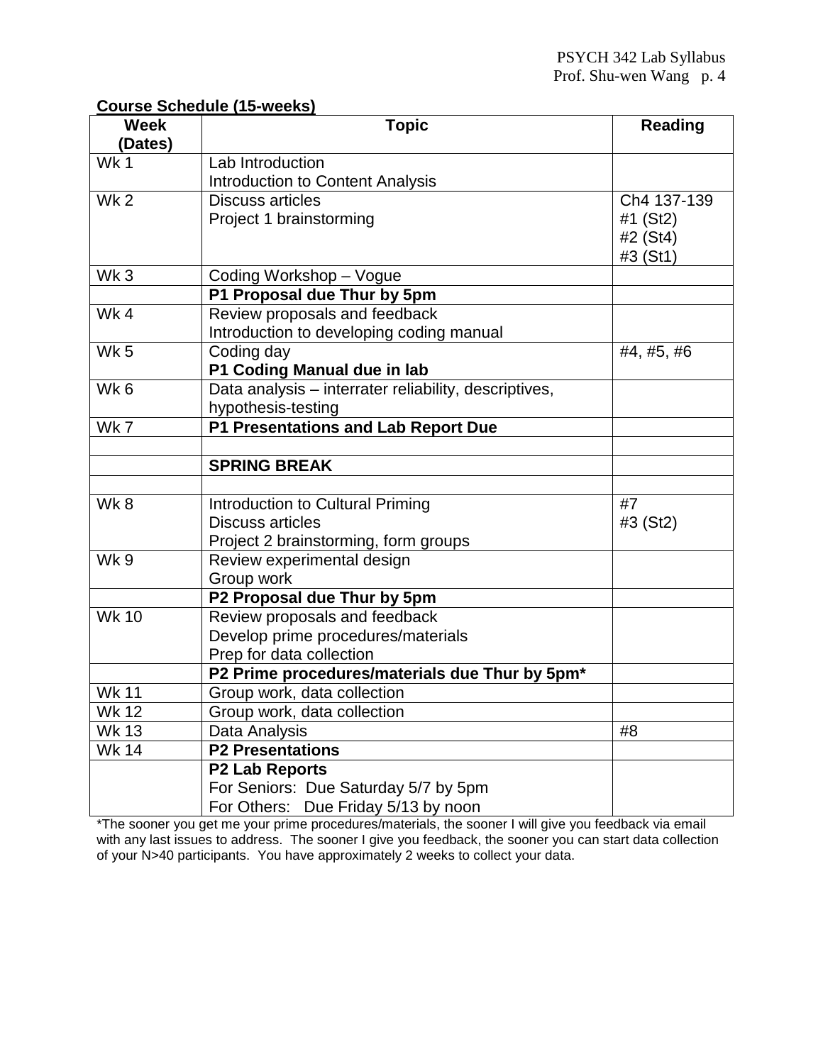**Course Schedule (15-weeks)**

| Week (Dates) | Topic | Reading |
|---|---|---|
| Wk 1 | Lab Introduction<br>Introduction to Content Analysis | |
| Wk 2 | Discuss articles<br>Project 1 brainstorming | Ch4 137-139<br>#1 (St2)<br>#2 (St4)<br>#3 (St1) |
| Wk 3 | Coding Workshop – Vogue | |
| | **P1 Proposal due Thur by 5pm** | |
| Wk 4 | Review proposals and feedback<br>Introduction to developing coding manual | |
| Wk 5 | Coding day<br>**P1 Coding Manual due in lab** | #4, #5, #6 |
| Wk 6 | Data analysis – interrater reliability, descriptives, hypothesis-testing | |
| Wk 7 | **P1 Presentations and Lab Report Due** | |
| | | |
| | **SPRING BREAK** | |
| | | |
| Wk 8 | Introduction to Cultural Priming<br>Discuss articles<br>Project 2 brainstorming, form groups | #7<br>#3 (St2) |
| Wk 9 | Review experimental design<br>Group work | |
| | **P2 Proposal due Thur by 5pm** | |
| Wk 10 | Review proposals and feedback<br>Develop prime procedures/materials<br>Prep for data collection | |
| | **P2 Prime procedures/materials due Thur by 5pm*** | |
| Wk 11 | Group work, data collection | |
| Wk 12 | Group work, data collection | |
| Wk 13 | Data Analysis | #8 |
| Wk 14 | **P2 Presentations** | |
| | **P2 Lab Reports**<br>For Seniors: Due Saturday 5/7 by 5pm<br>For Others: Due Friday 5/13 by noon | |

*The sooner you get me your prime procedures/materials, the sooner I will give you feedback via email with any last issues to address. The sooner I give you feedback, the sooner you can start data collection of your N>40 participants. You have approximately 2 weeks to collect your data.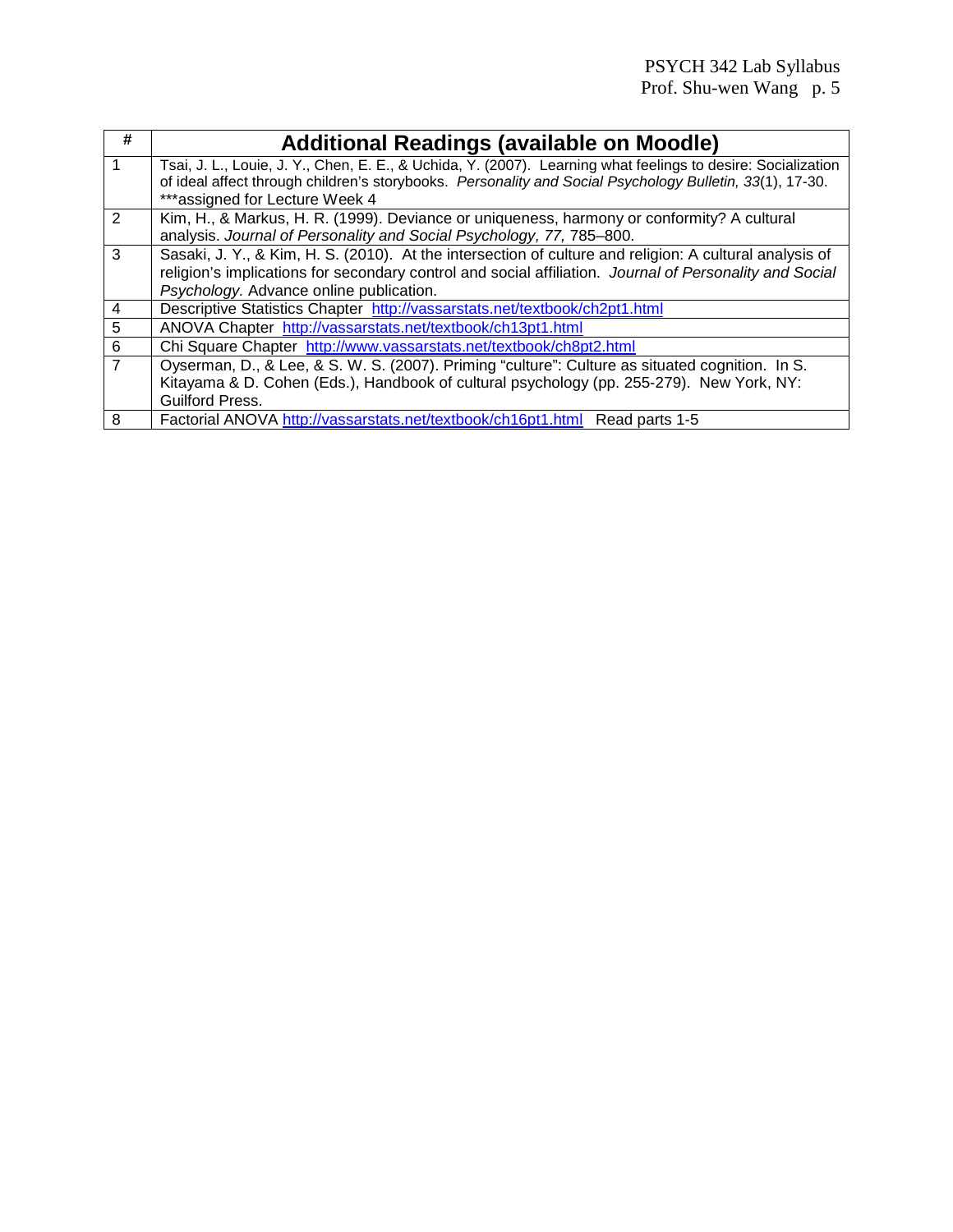| # | Additional Readings (available on Moodle) |
|---|---|
| 1 | Tsai, J. L., Louie, J. Y., Chen, E. E., & Uchida, Y. (2007). Learning what feelings to desire: Socialization of ideal affect through children's storybooks. *Personality and Social Psychology Bulletin, 33*(1), 17-30. ***assigned for Lecture Week 4 |
| 2 | Kim, H., & Markus, H. R. (1999). Deviance or uniqueness, harmony or conformity? A cultural analysis. *Journal of Personality and Social Psychology, 77,* 785–800. |
| 3 | Sasaki, J. Y., & Kim, H. S. (2010). At the intersection of culture and religion: A cultural analysis of religion's implications for secondary control and social affiliation. *Journal of Personality and Social Psychology.* Advance online publication. |
| 4 | Descriptive Statistics Chapter http://vassarstats.net/textbook/ch2pt1.html |
| 5 | ANOVA Chapter http://vassarstats.net/textbook/ch13pt1.html |
| 6 | Chi Square Chapter http://www.vassarstats.net/textbook/ch8pt2.html |
| 7 | Oyserman, D., & Lee, & S. W. S. (2007). Priming "culture": Culture as situated cognition. In S. Kitayama & D. Cohen (Eds.), Handbook of cultural psychology (pp. 255-279). New York, NY: Guilford Press. |
| 8 | Factorial ANOVA http://vassarstats.net/textbook/ch16pt1.html Read parts 1-5 |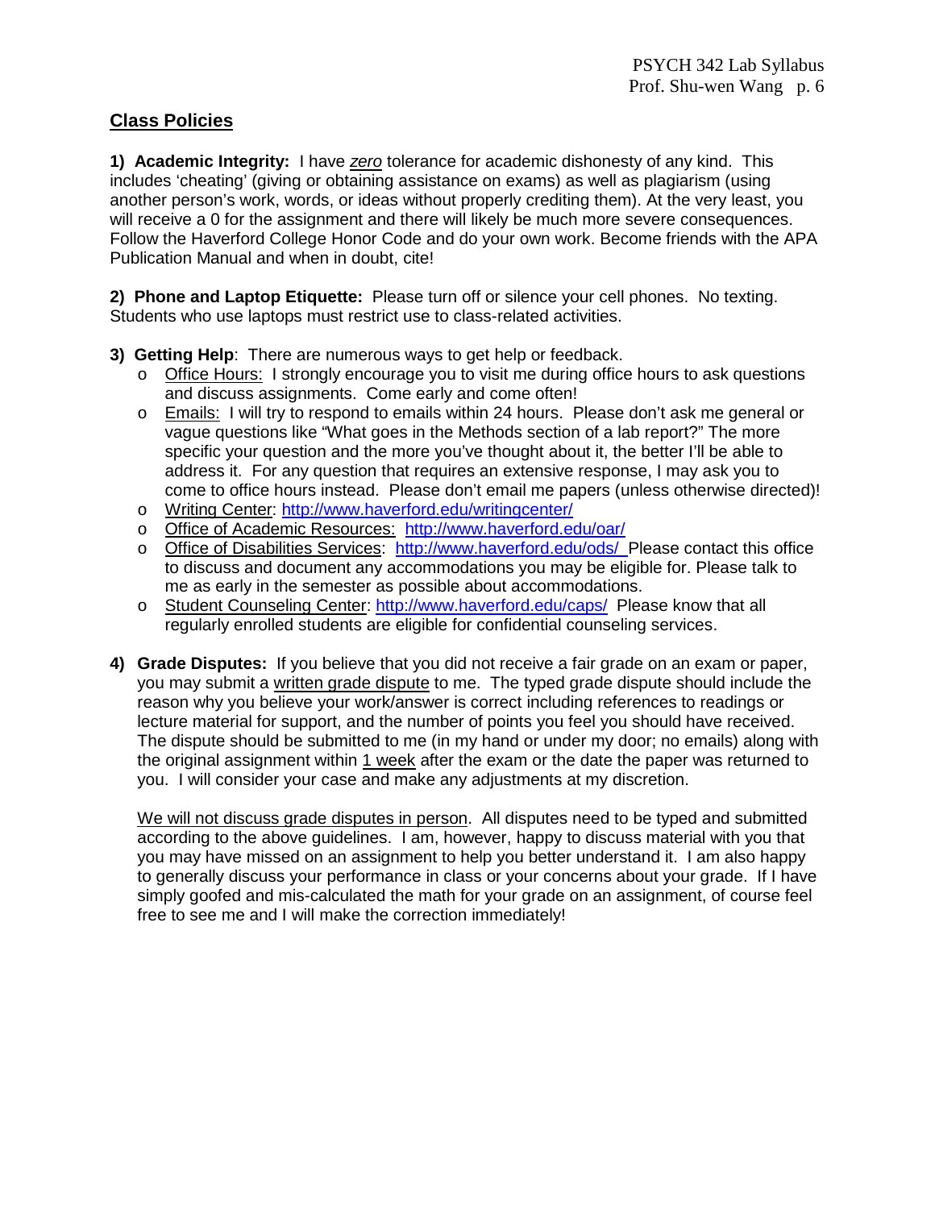## Class Policies

**1) Academic Integrity:** I have *zero* tolerance for academic dishonesty of any kind. This includes 'cheating' (giving or obtaining assistance on exams) as well as plagiarism (using another person's work, words, or ideas without properly crediting them). At the very least, you will receive a 0 for the assignment and there will likely be much more severe consequences. Follow the Haverford College Honor Code and do your own work. Become friends with the APA Publication Manual and when in doubt, cite!

**2) Phone and Laptop Etiquette:** Please turn off or silence your cell phones. No texting. Students who use laptops must restrict use to class-related activities.

**3) Getting Help**: There are numerous ways to get help or feedback.

- Office Hours: I strongly encourage you to visit me during office hours to ask questions and discuss assignments. Come early and come often!
- Emails: I will try to respond to emails within 24 hours. Please don't ask me general or vague questions like "What goes in the Methods section of a lab report?" The more specific your question and the more you've thought about it, the better I'll be able to address it. For any question that requires an extensive response, I may ask you to come to office hours instead. Please don't email me papers (unless otherwise directed)!
- Writing Center: http://www.haverford.edu/writingcenter/
- Office of Academic Resources: http://www.haverford.edu/oar/
- Office of Disabilities Services: http://www.haverford.edu/ods/ Please contact this office to discuss and document any accommodations you may be eligible for. Please talk to me as early in the semester as possible about accommodations.
- Student Counseling Center: http://www.haverford.edu/caps/ Please know that all regularly enrolled students are eligible for confidential counseling services.

**4) Grade Disputes:** If you believe that you did not receive a fair grade on an exam or paper, you may submit a written grade dispute to me. The typed grade dispute should include the reason why you believe your work/answer is correct including references to readings or lecture material for support, and the number of points you feel you should have received. The dispute should be submitted to me (in my hand or under my door; no emails) along with the original assignment within 1 week after the exam or the date the paper was returned to you. I will consider your case and make any adjustments at my discretion.

We will not discuss grade disputes in person. All disputes need to be typed and submitted according to the above guidelines. I am, however, happy to discuss material with you that you may have missed on an assignment to help you better understand it. I am also happy to generally discuss your performance in class or your concerns about your grade. If I have simply goofed and mis-calculated the math for your grade on an assignment, of course feel free to see me and I will make the correction immediately!